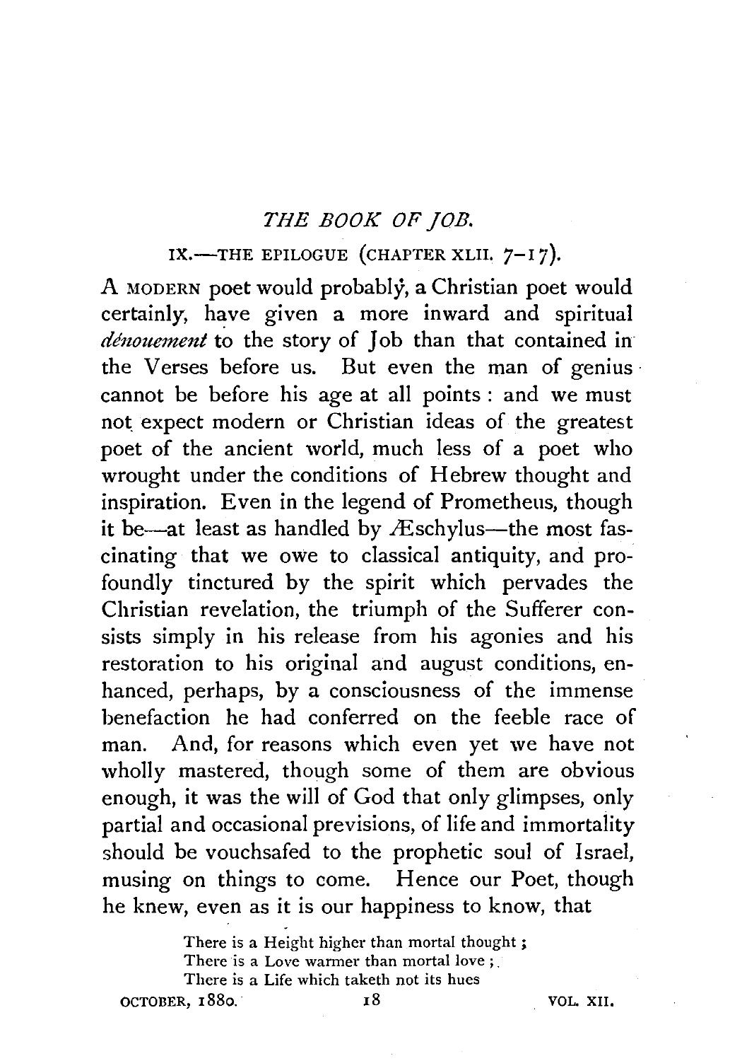# *THE BOOK OF JOB.*

## IX.—THE EPILOGUE (CHAPTER XLII. 7–17).

A MODERN poet would probably, a Christian poet would certainly, have given a more inward and spiritual *dénouement* to the story of Job than that contained in the Verses before us. But even the man of genius cannot be before his age at all points: and we must not expect modern or Christian ideas of the greatest poet of the ancient world, much less of a poet who wrought under the conditions of Hebrew thought and inspiration. Even in the legend of Prometheus, though it be—at least as handled by Æschylus—the most fascinating that we owe to classical antiquity, and profoundly tinctured by the spirit which pervades the Christian revelation, the triumph of the Sufferer consists simply in his release from his agonies and his restoration to his original and august conditions, enhanced, perhaps, by a consciousness of the immense benefaction he had conferred on the feeble race of man. And, for reasons which even yet we have not wholly mastered, though some of them are obvious enough, it was the will of God that only glimpses, only partial and occasional previsions, of life and immortality should be vouchsafed to the prophetic soul of Israel, musing on things to come. Hence our Poet, though he knew, even as it is our happiness to know, that

> There is a Height higher than mortal thought;
> There is a Love warmer than mortal love;
> There is a Life which taketh not its hues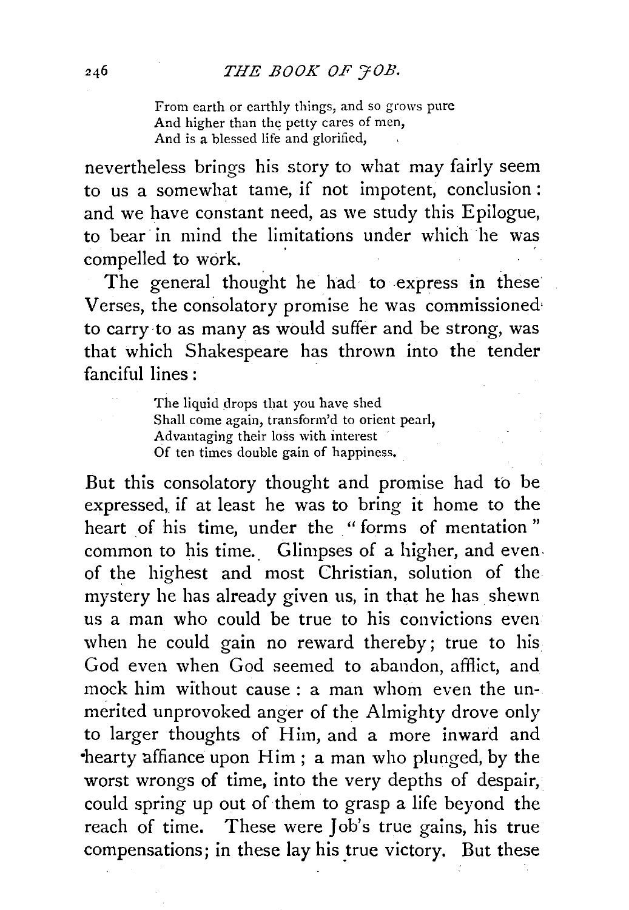> From earth or earthly things, and so grows pure
> And higher than the petty cares of men,
> And is a blessed life and glorified,

nevertheless brings his story to what may fairly seem to us a somewhat tame, if not impotent, conclusion: and we have constant need, as we study this Epilogue, to bear in mind the limitations under which he was compelled to work.

The general thought he had to express in these Verses, the consolatory promise he was commissioned to carry to as many as would suffer and be strong, was that which Shakespeare has thrown into the tender fanciful lines:

> The liquid drops that you have shed
> Shall come again, transform'd to orient pearl,
> Advantaging their loss with interest
> Of ten times double gain of happiness.

But this consolatory thought and promise had to be expressed, if at least he was to bring it home to the heart of his time, under the "forms of mentation" common to his time. Glimpses of a higher, and even of the highest and most Christian, solution of the mystery he has already given us, in that he has shewn us a man who could be true to his convictions even when he could gain no reward thereby; true to his God even when God seemed to abandon, afflict, and mock him without cause: a man whom even the unmerited unprovoked anger of the Almighty drove only to larger thoughts of Him, and a more inward and hearty affiance upon Him; a man who plunged, by the worst wrongs of time, into the very depths of despair, could spring up out of them to grasp a life beyond the reach of time. These were Job's true gains, his true compensations; in these lay his true victory. But these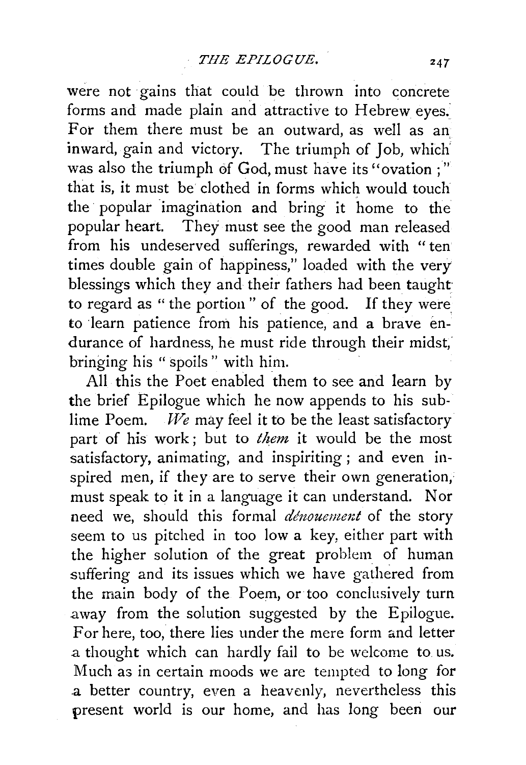were not gains that could be thrown into concrete forms and made plain and attractive to Hebrew eyes. For them there must be an outward, as well as an inward, gain and victory. The triumph of Job, which was also the triumph of God, must have its "ovation;" that is, it must be clothed in forms which would touch the popular imagination and bring it home to the popular heart. They must see the good man released from his undeserved sufferings, rewarded with "ten times double gain of happiness," loaded with the very blessings which they and their fathers had been taught to regard as "the portion" of the good. If they were to learn patience from his patience, and a brave endurance of hardness, he must ride through their midst, bringing his "spoils" with him.

All this the Poet enabled them to see and learn by the brief Epilogue which he now appends to his sublime Poem. *We* may feel it to be the least satisfactory part of his work; but to *them* it would be the most satisfactory, animating, and inspiriting; and even inspired men, if they are to serve their own generation, must speak to it in a language it can understand. Nor need we, should this formal *dénouement* of the story seem to us pitched in too low a key, either part with the higher solution of the great problem of human suffering and its issues which we have gathered from the main body of the Poem, or too conclusively turn away from the solution suggested by the Epilogue. For here, too, there lies under the mere form and letter a thought which can hardly fail to be welcome to us. Much as in certain moods we are tempted to long for a better country, even a heavenly, nevertheless this present world is our home, and has long been our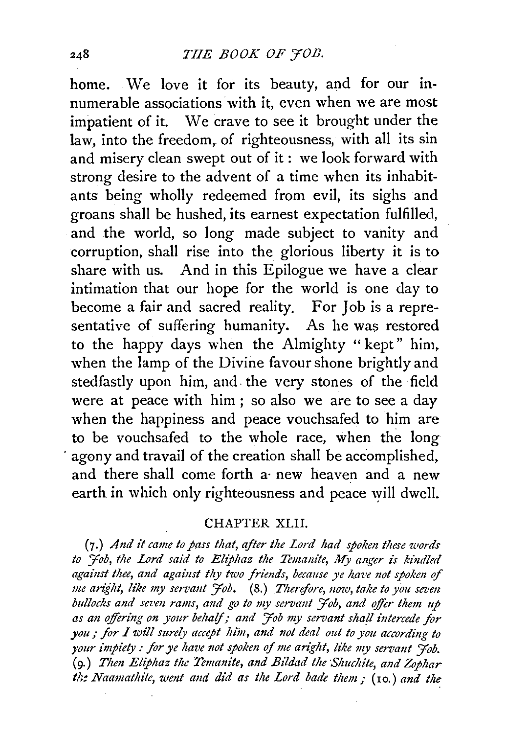home. We love it for its beauty, and for our innumerable associations with it, even when we are most impatient of it. We crave to see it brought under the law, into the freedom, of righteousness, with all its sin and misery clean swept out of it: we look forward with strong desire to the advent of a time when its inhabitants being wholly redeemed from evil, its sighs and groans shall be hushed, its earnest expectation fulfilled, and the world, so long made subject to vanity and corruption, shall rise into the glorious liberty it is to share with us. And in this Epilogue we have a clear intimation that our hope for the world is one day to become a fair and sacred reality. For Job is a representative of suffering humanity. As he was restored to the happy days when the Almighty "kept" him, when the lamp of the Divine favour shone brightly and stedfastly upon him, and the very stones of the field were at peace with him; so also we are to see a day when the happiness and peace vouchsafed to him are to be vouchsafed to the whole race, when the long agony and travail of the creation shall be accomplished, and there shall come forth a new heaven and a new earth in which only righteousness and peace will dwell.

## CHAPTER XLII.

(7.) *And it came to pass that, after the Lord had spoken these words to Job, the Lord said to Eliphaz the Temanite, My anger is kindled against thee, and against thy two friends, because ye have not spoken of me aright, like my servant Job.* (8.) *Therefore, now, take to you seven bullocks and seven rams, and go to my servant Job, and offer them up as an offering on your behalf; and Job my servant shall intercede for you; for I will surely accept him, and not deal out to you according to your impiety: for ye have not spoken of me aright, like my servant Job.* (9.) *Then Eliphaz the Temanite, and Bildad the Shuchite, and Zophar the Naamathite, went and did as the Lord bade them;* (10.) *and the*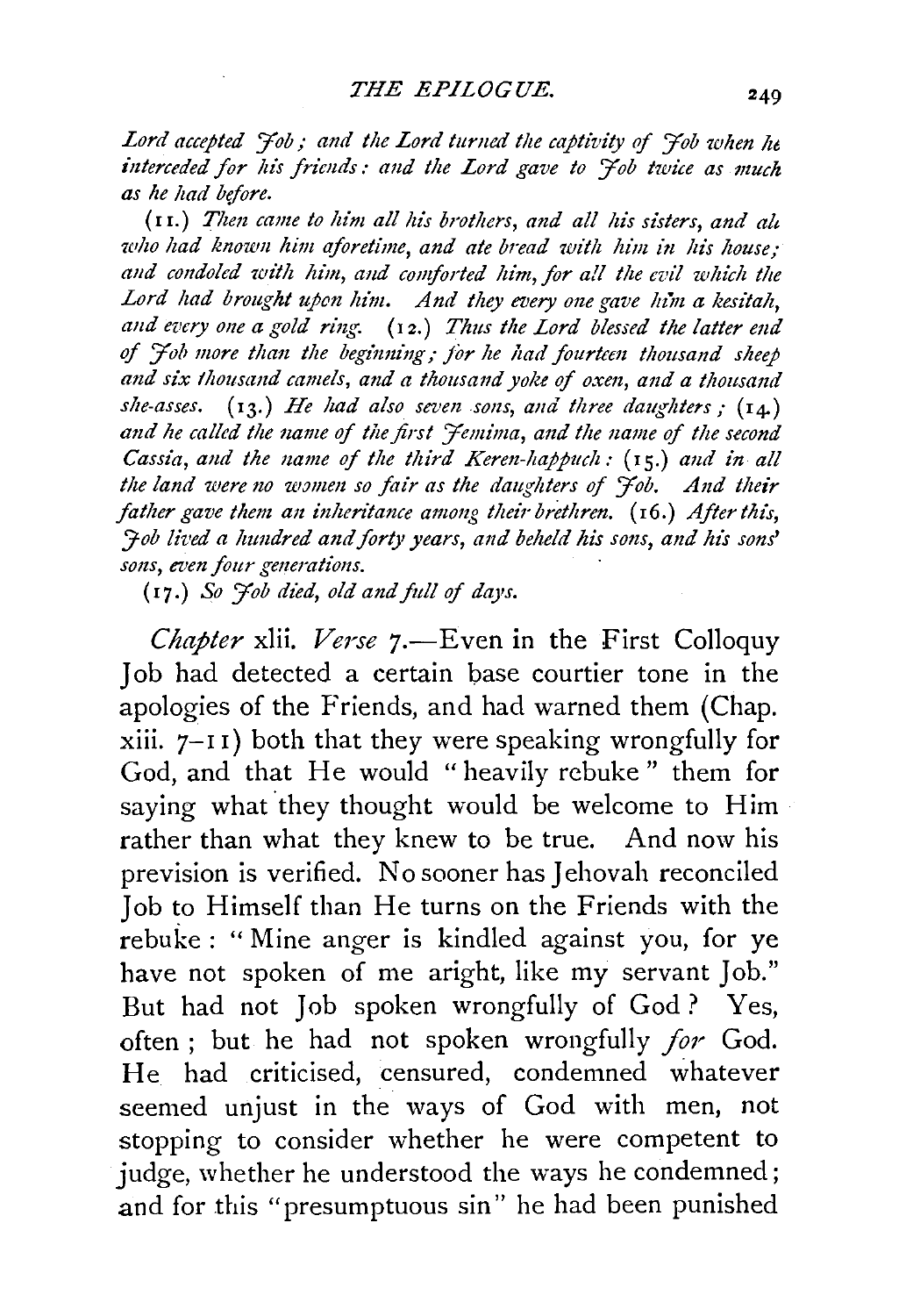*Lord accepted Job; and the Lord turned the captivity of Job when he interceded for his friends: and the Lord gave to Job twice as much as he had before.*

(11.) *Then came to him all his brothers, and all his sisters, and all who had known him aforetime, and ate bread with him in his house; and condoled with him, and comforted him, for all the evil which the Lord had brought upon him. And they every one gave him a kesitah, and every one a gold ring.* (12.) *Thus the Lord blessed the latter end of Job more than the beginning; for he had fourteen thousand sheep and six thousand camels, and a thousand yoke of oxen, and a thousand she-asses.* (13.) *He had also seven sons, and three daughters;* (14.) *and he called the name of the first Jemima, and the name of the second Cassia, and the name of the third Keren-happuch:* (15.) *and in all the land were no women so fair as the daughters of Job. And their father gave them an inheritance among their brethren.* (16.) *After this, Job lived a hundred and forty years, and beheld his sons, and his sons' sons, even four generations.*

(17.) *So Job died, old and full of days.*

*Chapter* xlii. *Verse* 7.—Even in the First Colloquy Job had detected a certain base courtier tone in the apologies of the Friends, and had warned them (Chap. xiii. 7–11) both that they were speaking wrongfully for God, and that He would "heavily rebuke" them for saying what they thought would be welcome to Him rather than what they knew to be true. And now his prevision is verified. No sooner has Jehovah reconciled Job to Himself than He turns on the Friends with the rebuke: "Mine anger is kindled against you, for ye have not spoken of me aright, like my servant Job." But had not Job spoken wrongfully of God? Yes, often; but he had not spoken wrongfully *for* God. He had criticised, censured, condemned whatever seemed unjust in the ways of God with men, not stopping to consider whether he were competent to judge, whether he understood the ways he condemned; and for this "presumptuous sin" he had been punished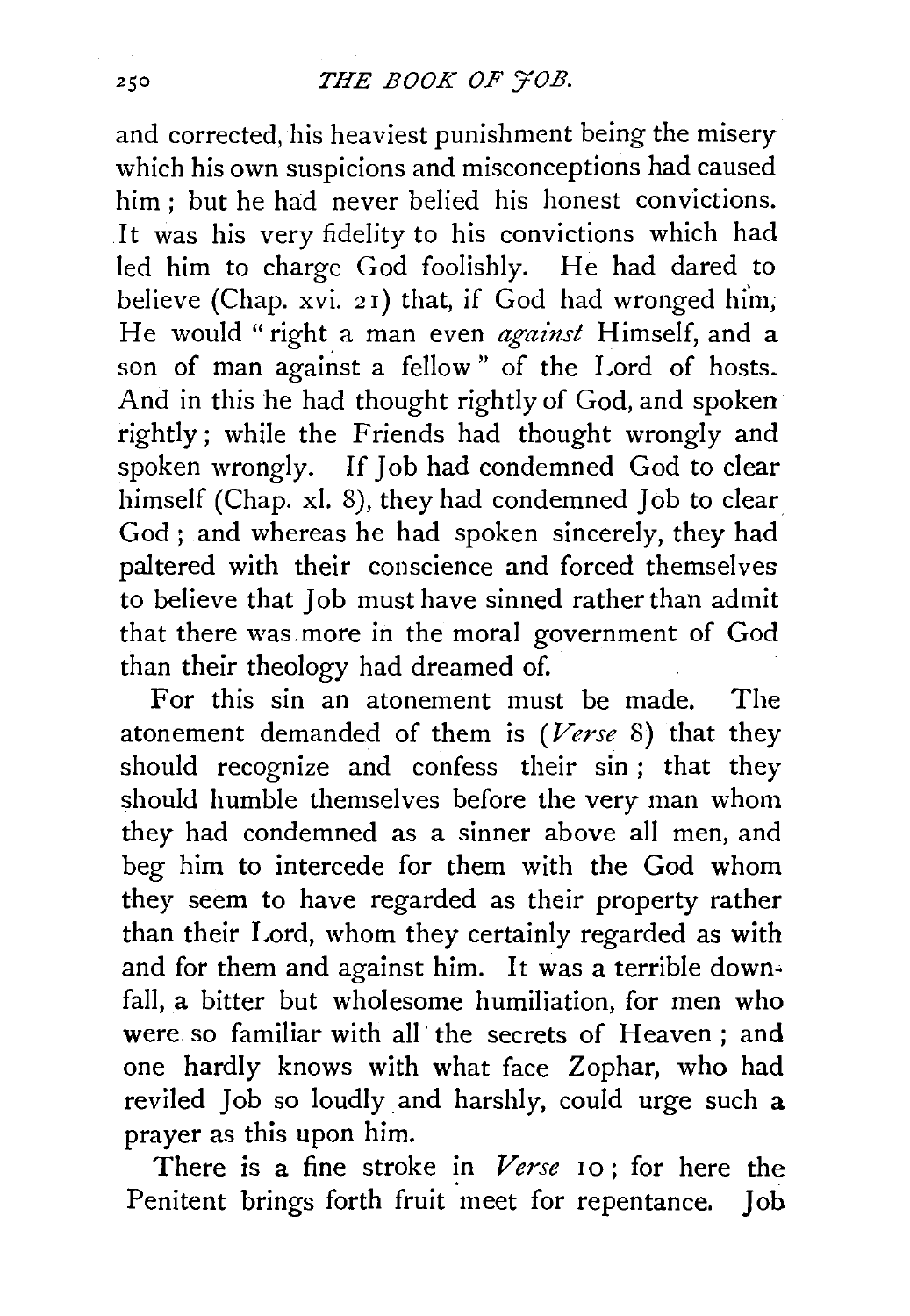and corrected, his heaviest punishment being the misery which his own suspicions and misconceptions had caused him; but he had never belied his honest convictions. It was his very fidelity to his convictions which had led him to charge God foolishly. He had dared to believe (Chap. xvi. 21) that, if God had wronged him, He would "right a man even *against* Himself, and a son of man against a fellow" of the Lord of hosts. And in this he had thought rightly of God, and spoken rightly; while the Friends had thought wrongly and spoken wrongly. If Job had condemned God to clear himself (Chap. xl. 8), they had condemned Job to clear God; and whereas he had spoken sincerely, they had paltered with their conscience and forced themselves to believe that Job must have sinned rather than admit that there was more in the moral government of God than their theology had dreamed of.

For this sin an atonement must be made. The atonement demanded of them is (*Verse* 8) that they should recognize and confess their sin; that they should humble themselves before the very man whom they had condemned as a sinner above all men, and beg him to intercede for them with the God whom they seem to have regarded as their property rather than their Lord, whom they certainly regarded as with and for them and against him. It was a terrible downfall, a bitter but wholesome humiliation, for men who were so familiar with all the secrets of Heaven; and one hardly knows with what face Zophar, who had reviled Job so loudly and harshly, could urge such a prayer as this upon him.

There is a fine stroke in *Verse* 10; for here the Penitent brings forth fruit meet for repentance. Job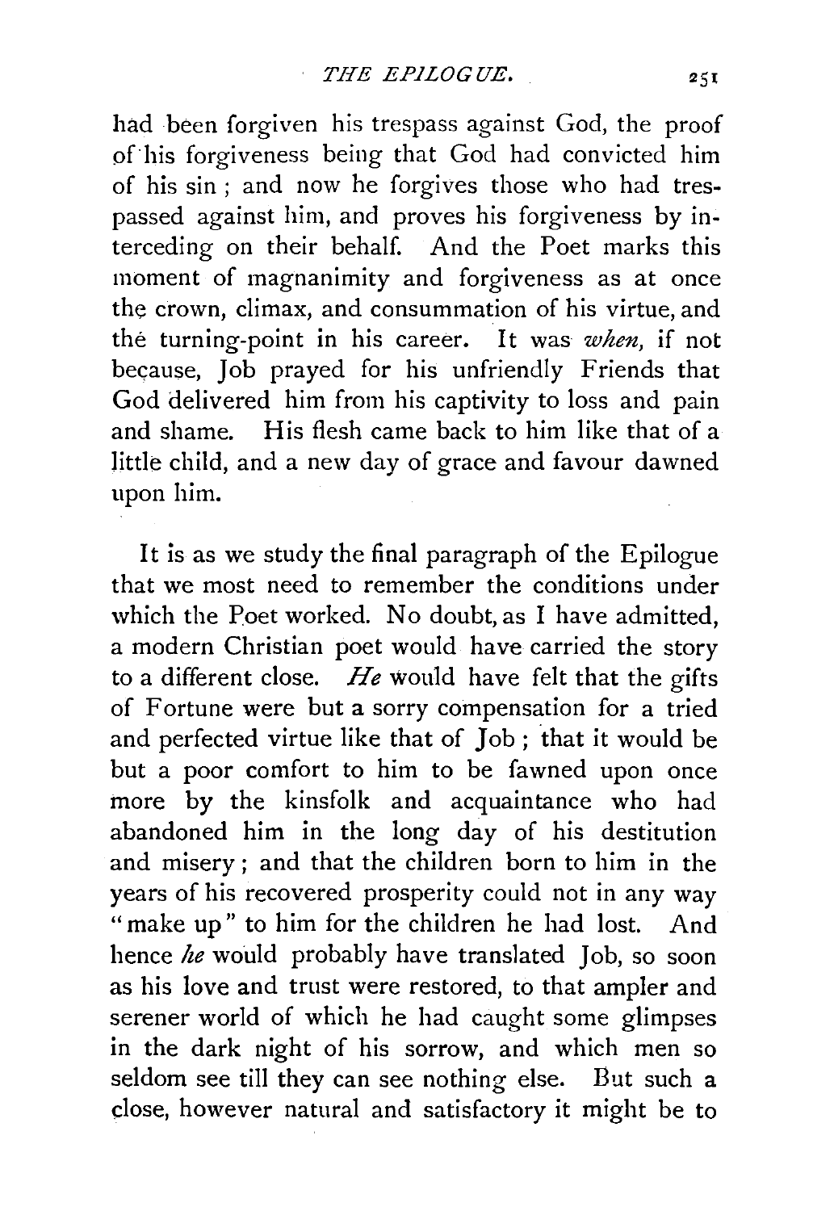had been forgiven his trespass against God, the proof of his forgiveness being that God had convicted him of his sin; and now he forgives those who had trespassed against him, and proves his forgiveness by interceding on their behalf. And the Poet marks this moment of magnanimity and forgiveness as at once the crown, climax, and consummation of his virtue, and the turning-point in his career. It was *when*, if not because, Job prayed for his unfriendly Friends that God delivered him from his captivity to loss and pain and shame. His flesh came back to him like that of a little child, and a new day of grace and favour dawned upon him.

It is as we study the final paragraph of the Epilogue that we most need to remember the conditions under which the Poet worked. No doubt, as I have admitted, a modern Christian poet would have carried the story to a different close. *He* would have felt that the gifts of Fortune were but a sorry compensation for a tried and perfected virtue like that of Job; that it would be but a poor comfort to him to be fawned upon once more by the kinsfolk and acquaintance who had abandoned him in the long day of his destitution and misery; and that the children born to him in the years of his recovered prosperity could not in any way "make up" to him for the children he had lost. And hence *he* would probably have translated Job, so soon as his love and trust were restored, to that ampler and serener world of which he had caught some glimpses in the dark night of his sorrow, and which men so seldom see till they can see nothing else. But such a close, however natural and satisfactory it might be to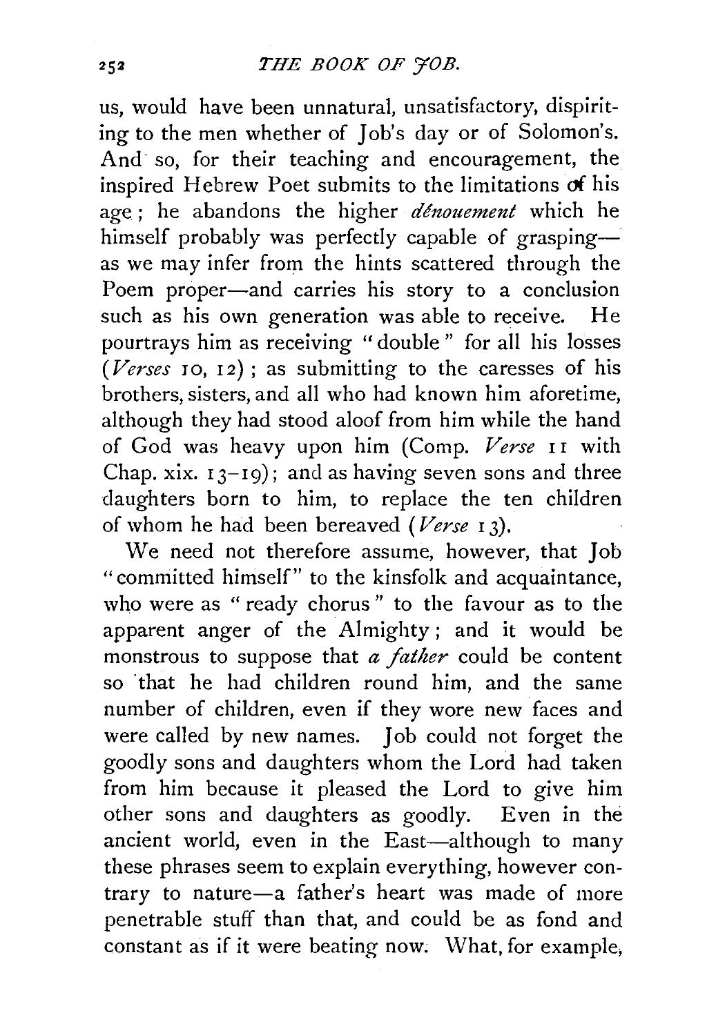us, would have been unnatural, unsatisfactory, dispiriting to the men whether of Job's day or of Solomon's. And so, for their teaching and encouragement, the inspired Hebrew Poet submits to the limitations of his age; he abandons the higher *dénouement* which he himself probably was perfectly capable of grasping—as we may infer from the hints scattered through the Poem proper—and carries his story to a conclusion such as his own generation was able to receive. He pourtrays him as receiving "double" for all his losses (*Verses* 10, 12); as submitting to the caresses of his brothers, sisters, and all who had known him aforetime, although they had stood aloof from him while the hand of God was heavy upon him (Comp. *Verse* 11 with Chap. xix. 13–19); and as having seven sons and three daughters born to him, to replace the ten children of whom he had been bereaved (*Verse* 13).

We need not therefore assume, however, that Job "committed himself" to the kinsfolk and acquaintance, who were as "ready chorus" to the favour as to the apparent anger of the Almighty; and it would be monstrous to suppose that *a father* could be content so that he had children round him, and the same number of children, even if they wore new faces and were called by new names. Job could not forget the goodly sons and daughters whom the Lord had taken from him because it pleased the Lord to give him other sons and daughters as goodly. Even in the ancient world, even in the East—although to many these phrases seem to explain everything, however contrary to nature—a father's heart was made of more penetrable stuff than that, and could be as fond and constant as if it were beating now. What, for example,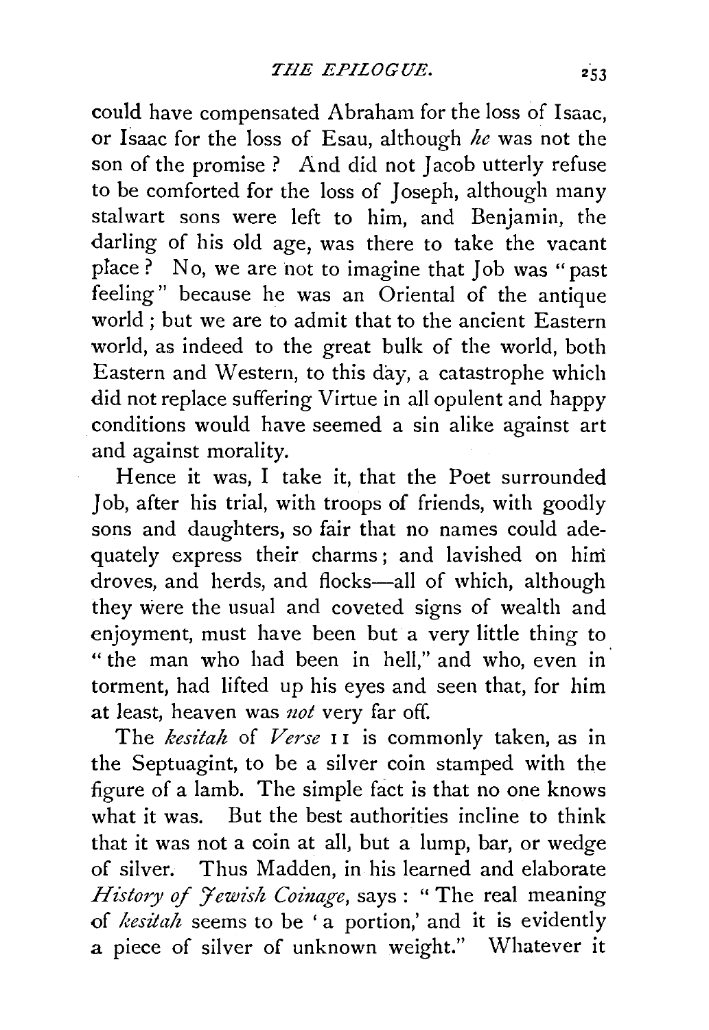could have compensated Abraham for the loss of Isaac, or Isaac for the loss of Esau, although *he* was not the son of the promise? And did not Jacob utterly refuse to be comforted for the loss of Joseph, although many stalwart sons were left to him, and Benjamin, the darling of his old age, was there to take the vacant place? No, we are not to imagine that Job was "past feeling" because he was an Oriental of the antique world; but we are to admit that to the ancient Eastern world, as indeed to the great bulk of the world, both Eastern and Western, to this day, a catastrophe which did not replace suffering Virtue in all opulent and happy conditions would have seemed a sin alike against art and against morality.

Hence it was, I take it, that the Poet surrounded Job, after his trial, with troops of friends, with goodly sons and daughters, so fair that no names could adequately express their charms; and lavished on him droves, and herds, and flocks—all of which, although they were the usual and coveted signs of wealth and enjoyment, must have been but a very little thing to "the man who had been in hell," and who, even in torment, had lifted up his eyes and seen that, for him at least, heaven was *not* very far off.

The *kesitah* of *Verse* 11 is commonly taken, as in the Septuagint, to be a silver coin stamped with the figure of a lamb. The simple fact is that no one knows what it was. But the best authorities incline to think that it was not a coin at all, but a lump, bar, or wedge of silver. Thus Madden, in his learned and elaborate *History of Jewish Coinage*, says: "The real meaning of *kesitah* seems to be 'a portion,' and it is evidently a piece of silver of unknown weight." Whatever it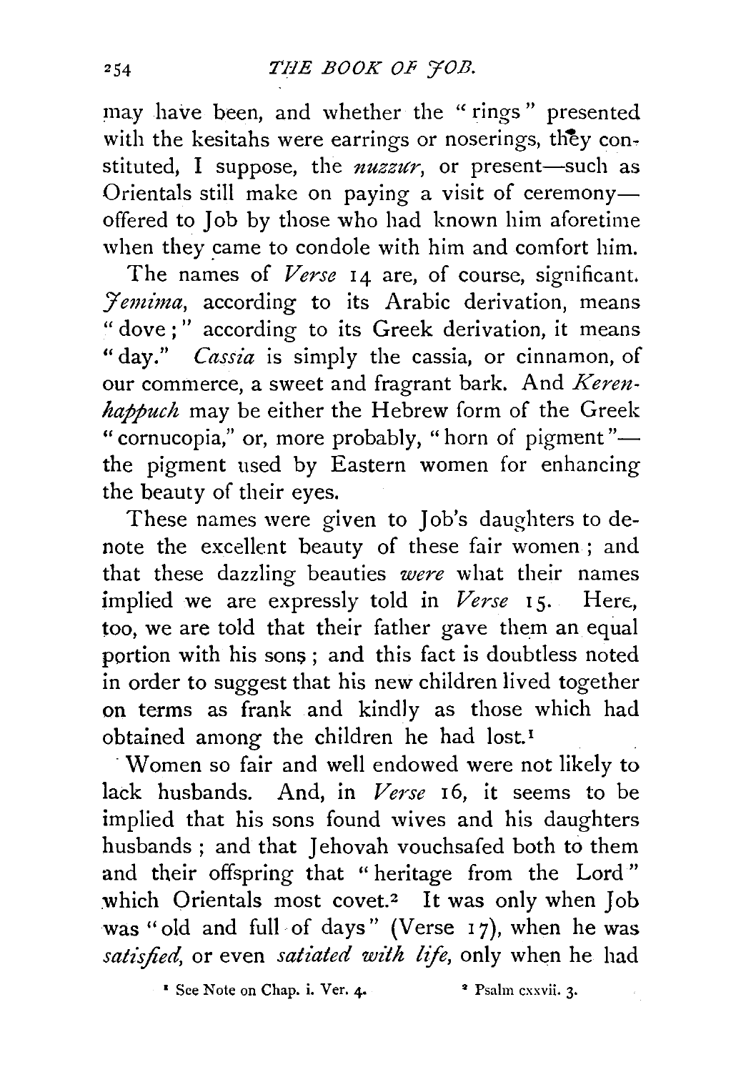may have been, and whether the "rings" presented with the kesitahs were earrings or noserings, they constituted, I suppose, the *nuzzur*, or present—such as Orientals still make on paying a visit of ceremony—offered to Job by those who had known him aforetime when they came to condole with him and comfort him.

The names of *Verse* 14 are, of course, significant. *Jemima*, according to its Arabic derivation, means "dove;" according to its Greek derivation, it means "day." *Cassia* is simply the cassia, or cinnamon, of our commerce, a sweet and fragrant bark. And *Keren-happuch* may be either the Hebrew form of the Greek "cornucopia," or, more probably, "horn of pigment"—the pigment used by Eastern women for enhancing the beauty of their eyes.

These names were given to Job's daughters to denote the excellent beauty of these fair women; and that these dazzling beauties *were* what their names implied we are expressly told in *Verse* 15. Here, too, we are told that their father gave them an equal portion with his sons; and this fact is doubtless noted in order to suggest that his new children lived together on terms as frank and kindly as those which had obtained among the children he had lost.[1]

Women so fair and well endowed were not likely to lack husbands. And, in *Verse* 16, it seems to be implied that his sons found wives and his daughters husbands; and that Jehovah vouchsafed both to them and their offspring that "heritage from the Lord" which Orientals most covet.[2] It was only when Job was "old and full of days" (Verse 17), when he was *satisfied*, or even *satiated with life*, only when he had

[1] See Note on Chap. i. Ver. 4.

[2] Psalm cxxvii. 3.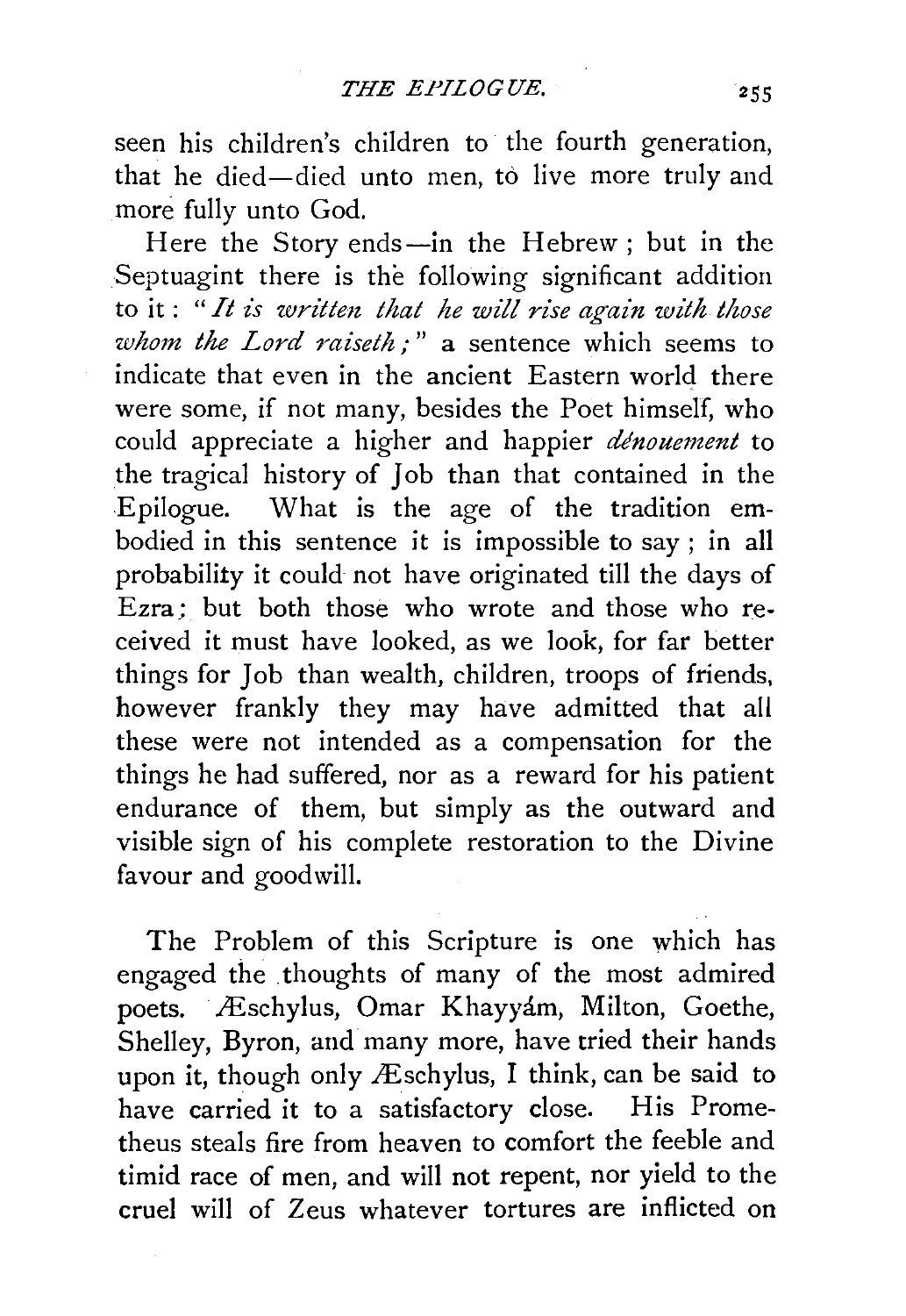seen his children's children to the fourth generation, that he died—died unto men, to live more truly and more fully unto God.

Here the Story ends—in the Hebrew; but in the Septuagint there is the following significant addition to it: "*It is written that he will rise again with those whom the Lord raiseth;*" a sentence which seems to indicate that even in the ancient Eastern world there were some, if not many, besides the Poet himself, who could appreciate a higher and happier *dénouement* to the tragical history of Job than that contained in the Epilogue. What is the age of the tradition embodied in this sentence it is impossible to say; in all probability it could not have originated till the days of Ezra; but both those who wrote and those who received it must have looked, as we look, for far better things for Job than wealth, children, troops of friends, however frankly they may have admitted that all these were not intended as a compensation for the things he had suffered, nor as a reward for his patient endurance of them, but simply as the outward and visible sign of his complete restoration to the Divine favour and goodwill.

The Problem of this Scripture is one which has engaged the thoughts of many of the most admired poets. Æschylus, Omar Khayyám, Milton, Goethe, Shelley, Byron, and many more, have tried their hands upon it, though only Æschylus, I think, can be said to have carried it to a satisfactory close. His Prometheus steals fire from heaven to comfort the feeble and timid race of men, and will not repent, nor yield to the cruel will of Zeus whatever tortures are inflicted on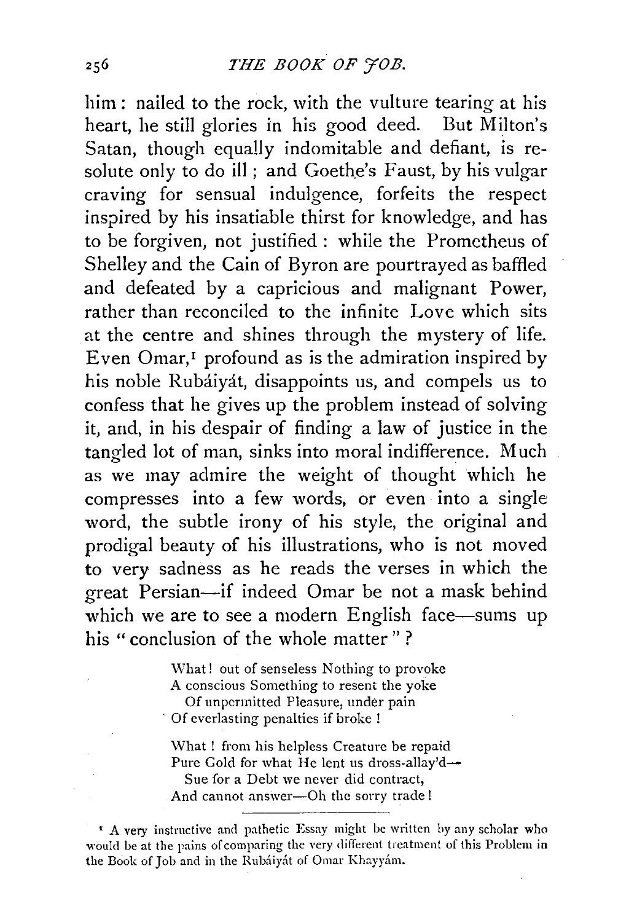him: nailed to the rock, with the vulture tearing at his heart, he still glories in his good deed. But Milton's Satan, though equally indomitable and defiant, is resolute only to do ill; and Goethe's Faust, by his vulgar craving for sensual indulgence, forfeits the respect inspired by his insatiable thirst for knowledge, and has to be forgiven, not justified: while the Prometheus of Shelley and the Cain of Byron are pourtrayed as baffled and defeated by a capricious and malignant Power, rather than reconciled to the infinite Love which sits at the centre and shines through the mystery of life. Even Omar,[1] profound as is the admiration inspired by his noble Rubáiyát, disappoints us, and compels us to confess that he gives up the problem instead of solving it, and, in his despair of finding a law of justice in the tangled lot of man, sinks into moral indifference. Much as we may admire the weight of thought which he compresses into a few words, or even into a single word, the subtle irony of his style, the original and prodigal beauty of his illustrations, who is not moved to very sadness as he reads the verses in which the great Persian—if indeed Omar be not a mask behind which we are to see a modern English face—sums up his "conclusion of the whole matter"?

> What! out of senseless Nothing to provoke
> A conscious Something to resent the yoke
> Of unpermitted Pleasure, under pain
> Of everlasting penalties if broke!
>
> What! from his helpless Creature be repaid
> Pure Gold for what He lent us dross-allay'd—
> Sue for a Debt we never did contract,
> And cannot answer—Oh the sorry trade!

---

[1] A very instructive and pathetic Essay might be written by any scholar who would be at the pains of comparing the very different treatment of this Problem in the Book of Job and in the Rubáiyát of Omar Khayyám.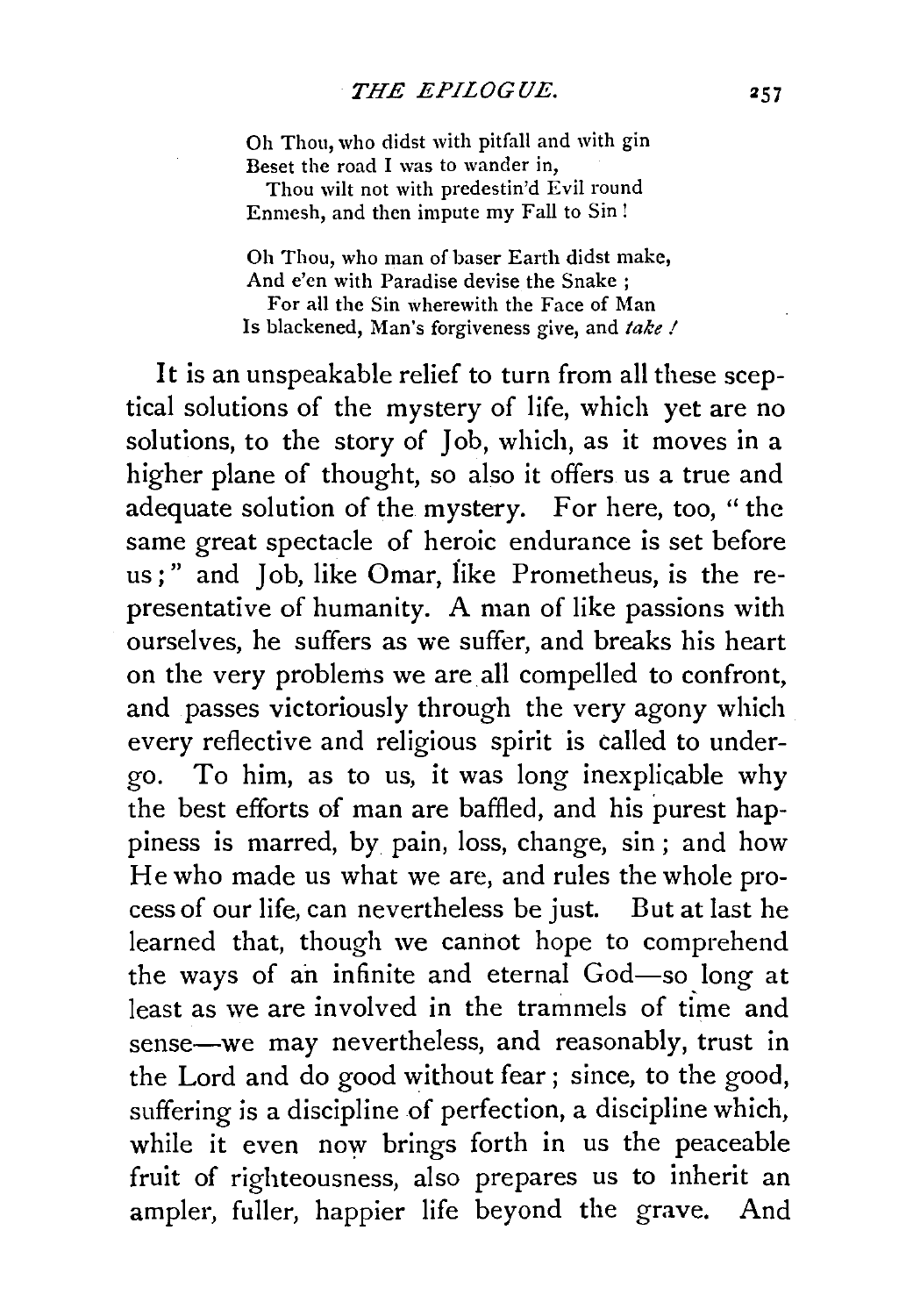Oh Thou, who didst with pitfall and with gin
Beset the road I was to wander in,
  Thou wilt not with predestin'd Evil round
Enmesh, and then impute my Fall to Sin!

Oh Thou, who man of baser Earth didst make,
And e'en with Paradise devise the Snake;
  For all the Sin wherewith the Face of Man
Is blackened, Man's forgiveness give, and *take!*

It is an unspeakable relief to turn from all these sceptical solutions of the mystery of life, which yet are no solutions, to the story of Job, which, as it moves in a higher plane of thought, so also it offers us a true and adequate solution of the mystery. For here, too, "the same great spectacle of heroic endurance is set before us;" and Job, like Omar, like Prometheus, is the representative of humanity. A man of like passions with ourselves, he suffers as we suffer, and breaks his heart on the very problems we are all compelled to confront, and passes victoriously through the very agony which every reflective and religious spirit is called to undergo. To him, as to us, it was long inexplicable why the best efforts of man are baffled, and his purest happiness is marred, by pain, loss, change, sin; and how He who made us what we are, and rules the whole process of our life, can nevertheless be just. But at last he learned that, though we cannot hope to comprehend the ways of an infinite and eternal God—so long at least as we are involved in the trammels of time and sense—we may nevertheless, and reasonably, trust in the Lord and do good without fear; since, to the good, suffering is a discipline of perfection, a discipline which, while it even now brings forth in us the peaceable fruit of righteousness, also prepares us to inherit an ampler, fuller, happier life beyond the grave. And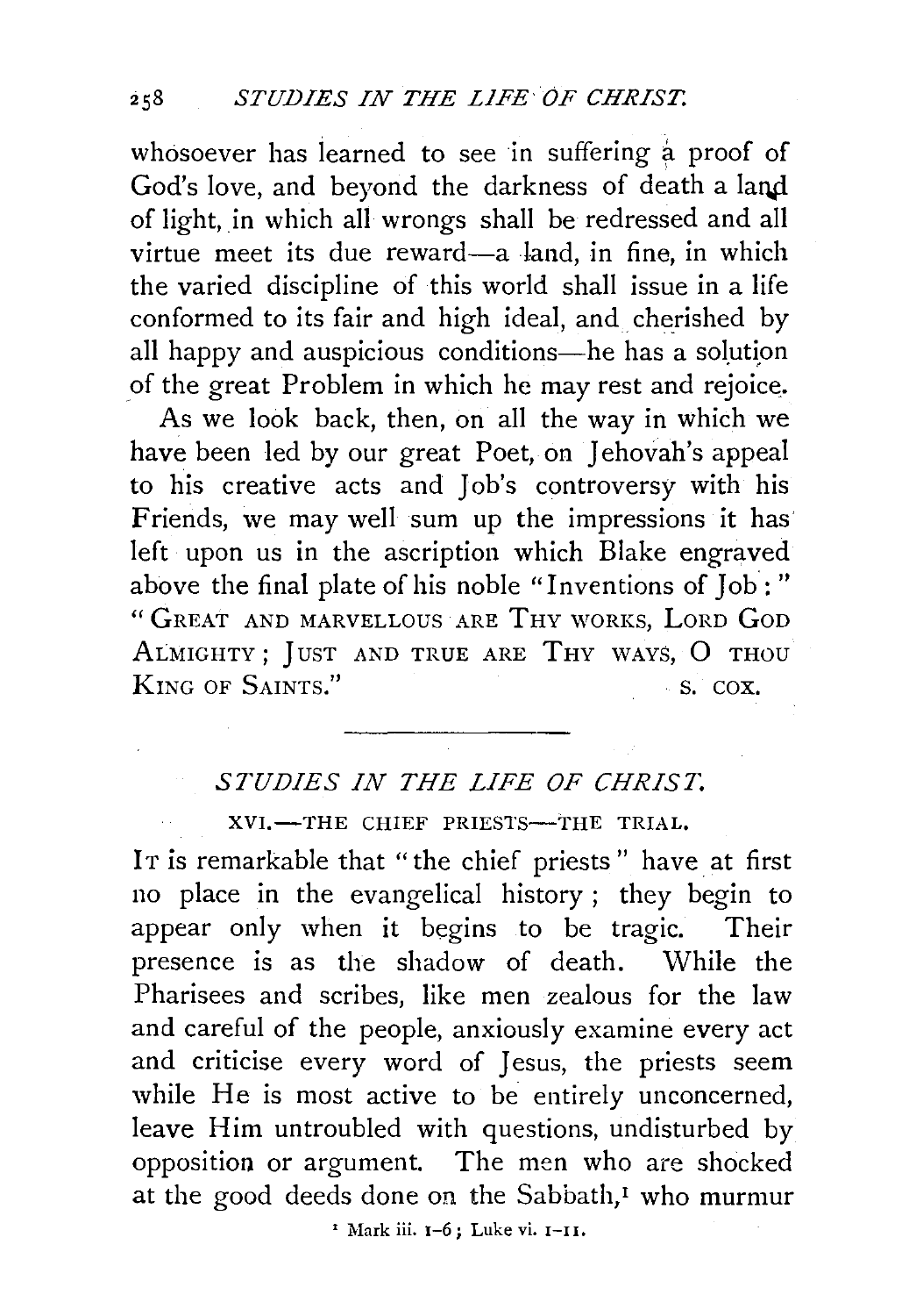whosoever has learned to see in suffering a proof of God's love, and beyond the darkness of death a land of light, in which all wrongs shall be redressed and all virtue meet its due reward—a land, in fine, in which the varied discipline of this world shall issue in a life conformed to its fair and high ideal, and cherished by all happy and auspicious conditions—he has a solution of the great Problem in which he may rest and rejoice.

As we look back, then, on all the way in which we have been led by our great Poet, on Jehovah's appeal to his creative acts and Job's controversy with his Friends, we may well sum up the impressions it has left upon us in the ascription which Blake engraved above the final plate of his noble "Inventions of Job:" "GREAT AND MARVELLOUS ARE THY WORKS, LORD GOD ALMIGHTY; JUST AND TRUE ARE THY WAYS, O THOU KING OF SAINTS."

S. COX.

---

## *STUDIES IN THE LIFE OF CHRIST.*

### XVI.—THE CHIEF PRIESTS—THE TRIAL.

IT is remarkable that "the chief priests" have at first no place in the evangelical history; they begin to appear only when it begins to be tragic. Their presence is as the shadow of death. While the Pharisees and scribes, like men zealous for the law and careful of the people, anxiously examine every act and criticise every word of Jesus, the priests seem while He is most active to be entirely unconcerned, leave Him untroubled with questions, undisturbed by opposition or argument. The men who are shocked at the good deeds done on the Sabbath,[1] who murmur

[1] Mark iii. 1–6; Luke vi. 1–11.